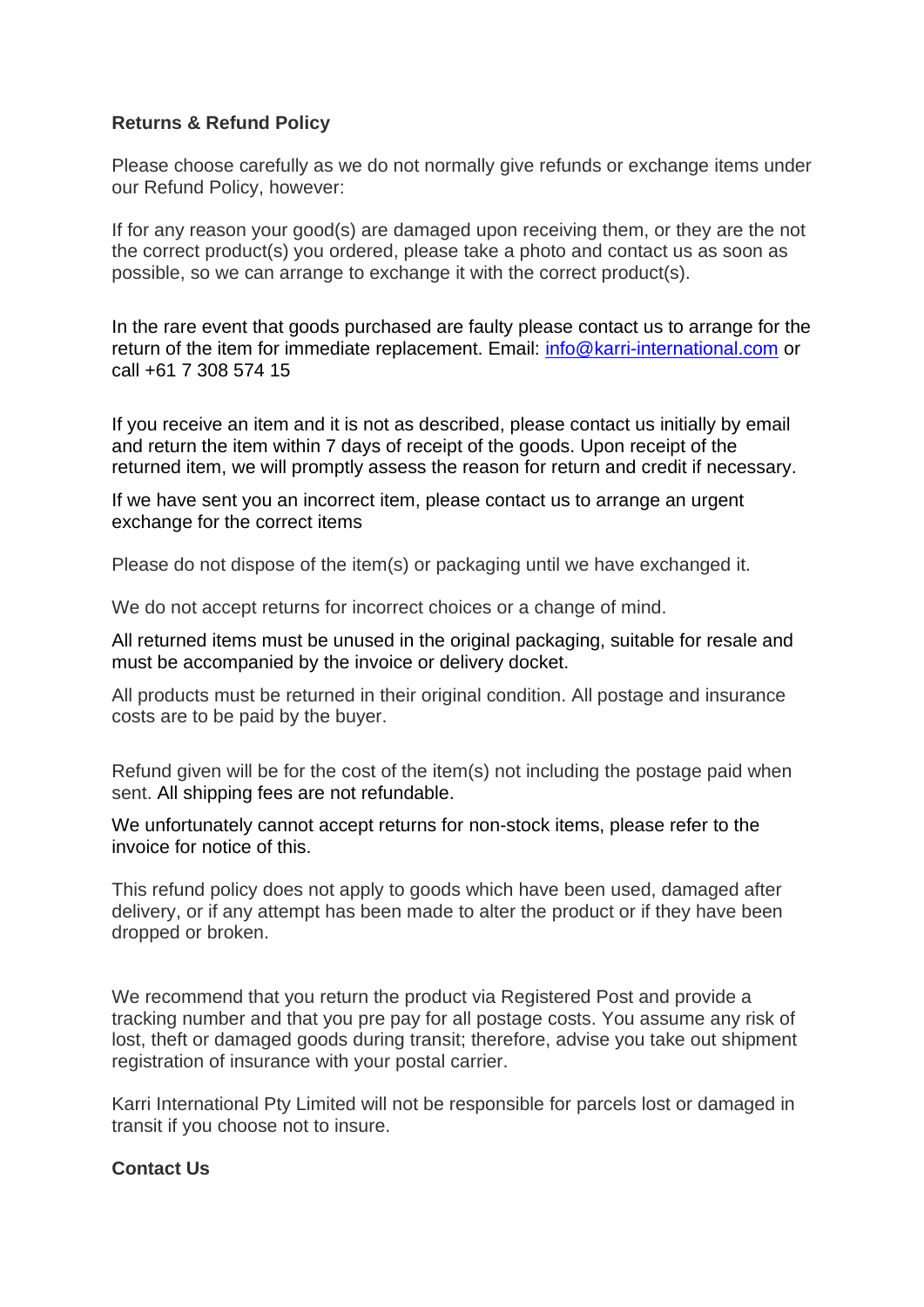**Returns & Refund Policy**

Please choose carefully as we do not normally give refunds or exchange items under our Refund Policy, however:

If for any reason your good(s) are damaged upon receiving them, or they are the not the correct product(s) you ordered, please take a photo and contact us as soon as possible, so we can arrange to exchange it with the correct product(s).

In the rare event that goods purchased are faulty please contact us to arrange for the return of the item for immediate replacement. Email: [info@karri-international.com](mailto:info@karri-international.com) or call +61 7 308 574 15

If you receive an item and it is not as described, please contact us initially by email and return the item within 7 days of receipt of the goods. Upon receipt of the returned item, we will promptly assess the reason for return and credit if necessary.

If we have sent you an incorrect item, please contact us to arrange an urgent exchange for the correct items

Please do not dispose of the item(s) or packaging until we have exchanged it.

We do not accept returns for incorrect choices or a change of mind.

All returned items must be unused in the original packaging, suitable for resale and must be accompanied by the invoice or delivery docket.

All products must be returned in their original condition. All postage and insurance costs are to be paid by the buyer.

Refund given will be for the cost of the item(s) not including the postage paid when sent. All shipping fees are not refundable.

We unfortunately cannot accept returns for non-stock items, please refer to the invoice for notice of this.

This refund policy does not apply to goods which have been used, damaged after delivery, or if any attempt has been made to alter the product or if they have been dropped or broken.

We recommend that you return the product via Registered Post and provide a tracking number and that you pre pay for all postage costs. You assume any risk of lost, theft or damaged goods during transit; therefore, advise you take out shipment registration of insurance with your postal carrier.

Karri International Pty Limited will not be responsible for parcels lost or damaged in transit if you choose not to insure.

**Contact Us**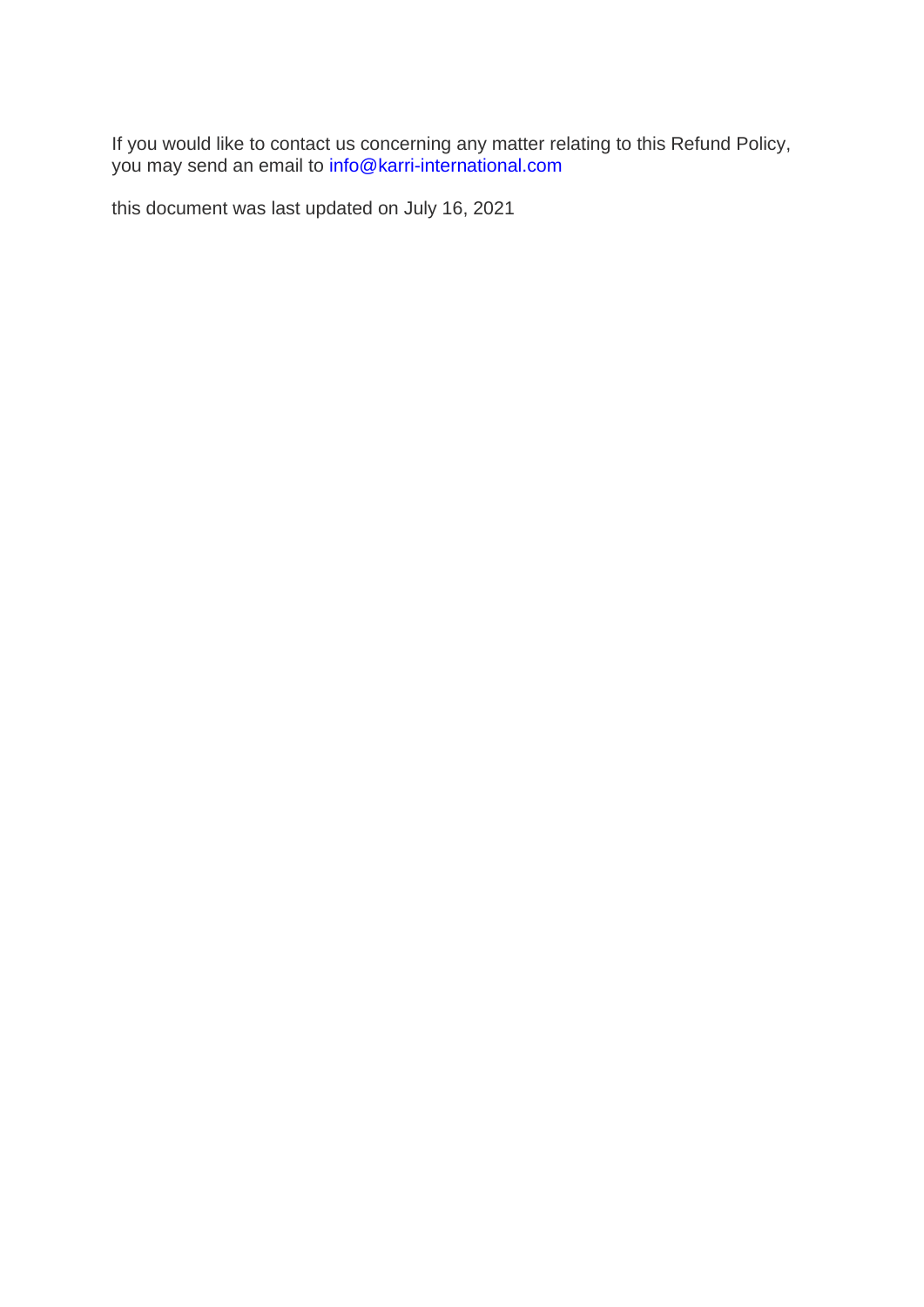If you would like to contact us concerning any matter relating to this Refund Policy, you may send an email to info@karri-international.com

this document was last updated on July 16, 2021